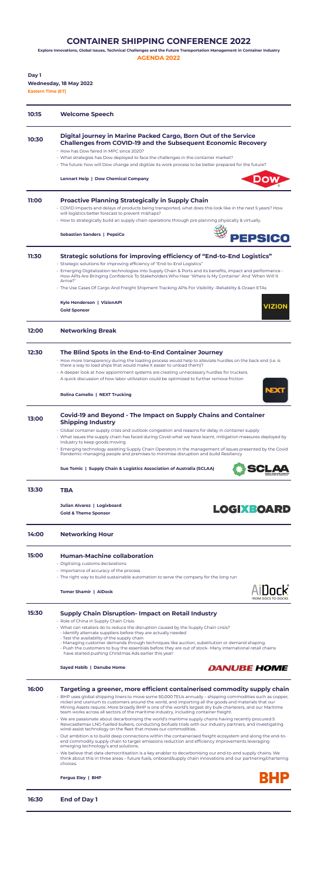# CONTAINER SHIPPING CONFERENCE 2022

**Explore Innovations, Global Issues, Technical Challenges and the Future Transportation Management in Container Industry**

**AGENDA 2022**

**Day 1**
**Wednesday, 18 May 2022**
**Eastern Time (ET)**

---

**10:15** — **Welcome Speech**

---

**10:30** — **Digital journey in Marine Packed Cargo, Born Out of the Service Challenges from COVID-19 and the Subsequent Economic Recovery**

- How has Dow faired in MPC since 2020?
- What strategies has Dow deployed to face the challenges in the container market?
- The future: how will Dow change and digitize its work process to be better prepared for the future?

**Lennart Heip | Dow Chemical Company**

---

**11:00** — **Proactive Planning Strategically in Supply Chain**

- COVID impacts and delays of products being transported, what does this look like in the next 5 years? How will logistics better forecast to prevent mishaps?
- How to strategically build an supply chain operations through pre planning physically & virtually.

**Sebastian Sanders | PepsiCo**

---

**11:30** — **Strategic solutions for improving efficiency of "End-to-End Logistics"**

- Strategic solutions for improving efficiency of "End-to-End Logistics"
- Emerging Digitalization technologies into Supply Chain & Ports and its benefits, impact and performance - How APIs Are Bringing Confidence To Stakeholders Who Hear 'Where Is My Container' And 'When Will It Arrive?'
- The Use Cases Of Cargo And Freight Shipment Tracking APIs For Visibility -Reliability & Ocean ETAs

**Kyle Henderson | VizionAPI**
**Gold Sponsor**

---

**12:00** — **Networking Break**

---

**12:30** — **The Blind Spots in the End-to-End Container Journey**

- How more transparency during the loading process would help to alleviate hurdles on the back end (i.e. is there a way to load ships that would make it easier to unload them)?
- A deeper look at how appointment systems are creating unnecessary hurdles for truckers.
  A quick discussion of how labor utilization could be optimized to further remove friction

**Rolina Camello | NEXT Trucking**

---

**13:00** — **Covid-19 and Beyond - The Impact on Supply Chains and Container Shipping Industry**

- Global container supply crisis and outlook-congestion and reasons for delay in container supply
- What issues the supply chain has faced during Covid-what we have learnt, mitigation measures deployed by industry to keep goods moving
- Emerging technology assisting Supply Chain Operators in the management of issues presented by the Covid Pandemic-managing people and premises to minimise disruption and build Resiliency

**Sue Tomic | Supply Chain & Logistics Association of Australia (SCLAA)**

---

**13:30** — **TBA**

**Julian Alvarez | Logixboard**
**Gold & Theme Sponsor**

---

**14:00** — **Networking Hour**

---

**15:00** — **Human-Machine collaboration**

- Digitizing customs declarations
- Importance of accuracy of the process
- The right way to build sustainable automation to serve the company for the long run

**Tomer Shamir | AiDock**

---

**15:30** — **Supply Chain Disruption- Impact on Retail Industry**

- Role of China in Supply Chain Crisis
- What can retailers do to reduce the disruption caused by the Supply Chain crisis?
  - Identify alternate suppliers before they are actually needed
  - Test the availability of the supply chain
  - Managing customer demands through techniques like auction, substitution or demand shaping.
  - Push the customers to buy the essentials before they are out of stock- Many international retail chains have started pushing Christmas Ads earlier this year!

**Sayed Habib | Danube Home**

---

**16:00** — **Targeting a greener, more efficient containerised commodity supply chain**

- BHP uses global shipping liners to move some 50,000 TEUs annually – shipping commodities such as copper, nickel and uranium to customers around the world, and importing all the goods and materials that our Mining Assets require. More broadly BHP is one of the world's largest dry bulk charterers, and our Maritime team works across all sectors of the maritime industry, including container freight.
- We are passionate about decarbonising the world's maritime supply chains having recently procured 5 Newcastlemax LNG-fuelled bulkers, conducting biofuels trials with our industry partners, and investigating wind-assist technology on the fleet that moves our commodities.
- Out ambition is to build deep connections within the containerised freight ecosystem and along the end-to-end commodity supply chain to target emissions reduction and efficiency improvements leveraging emerging technology's and solutions.
- We believe that data-democritisation is a key enabler to decarbonising our end-to-end supply chains. We think about this in three areas – future fuels, onboard/supply chain innovations and our partnering/chartering choices.

**Fergus Eley | BHP**

---

**16:30** — **End of Day 1**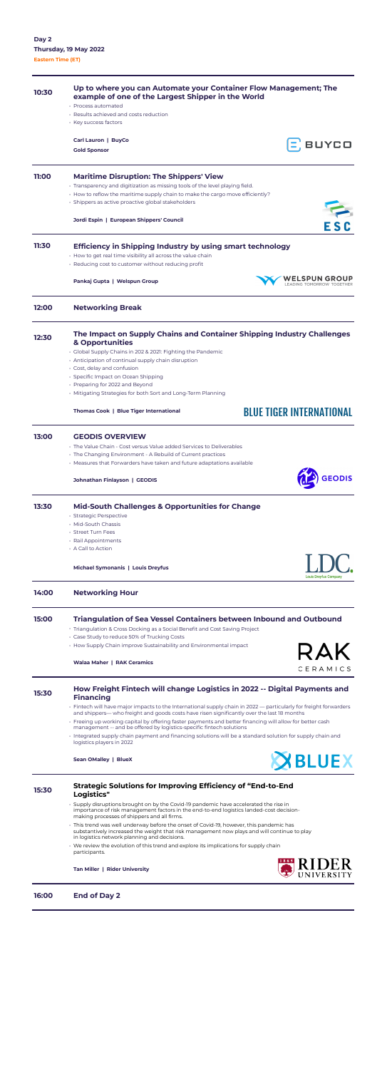**Day 2**
**Thursday, 19 May 2022**
**Eastern Time (ET)**

## 10:30 Up to where you can Automate your Container Flow Management; The example of one of the Largest Shipper in the World

- Process automated
- Results achieved and costs reduction
- Key success factors

**Carl Lauron | BuyCo**
**Gold Sponsor**

BUYCO

## 11:00 Maritime Disruption: The Shippers' View

- Transparency and digitization as missing tools of the level playing field.
- How to reflow the maritime supply chain to make the cargo move efficiently?
- Shippers as active proactive global stakeholders

**Jordi Espin | European Shippers' Council**

ESC

## 11:30 Efficiency in Shipping Industry by using smart technology

- How to get real time visibility all across the value chain
- Reducing cost to customer without reducing profit

**Pankaj Gupta | Welspun Group**

WELSPUN GROUP
LEADING TOMORROW TOGETHER

## 12:00 Networking Break

## 12:30 The Impact on Supply Chains and Container Shipping Industry Challenges & Opportunities

- Global Supply Chains in 202 & 2021: Fighting the Pandemic
- Anticipation of continual supply chain disruption
- Cost, delay and confusion
- Specific Impact on Ocean Shipping
- Preparing for 2022 and Beyond
- Mitigating Strategies for both Sort and Long-Term Planning

**Thomas Cook | Blue Tiger International**

BLUE TIGER INTERNATIONAL

## 13:00 GEODIS OVERVIEW

- The Value Chain - Cost versus Value added Services to Deliverables
- The Changing Environment - A Rebuild of Current practices
- Measures that Forwarders have taken and future adaptations available

**Johnathan Finlayson | GEODIS**

GEODIS

## 13:30 Mid-South Challenges & Opportunities for Change

- Strategic Perspective
- Mid-South Chassis
- Street Turn Fees
- Rail Appointments
- A Call to Action

**Michael Symonanis | Louis Dreyfus**

LDC. Louis Dreyfus Company

## 14:00 Networking Hour

## 15:00 Triangulation of Sea Vessel Containers between Inbound and Outbound

- Triangulation & Cross Docking as a Social Benefit and Cost Saving Project
- Case Study to reduce 50% of Trucking Costs
- How Supply Chain improve Sustainability and Environmental impact

**Walaa Maher | RAK Ceramics**

RAK CERAMICS

## 15:30 How Freight Fintech will change Logistics in 2022 -- Digital Payments and Financing

- Fintech will have major impacts to the International supply chain in 2022 — particularly for freight forwarders and shippers— who freight and goods costs have risen significantly over the last 18 months
- Freeing up working capital by offering faster payments and better financing will allow for better cash management -- and be offered by logistics-specific fintech solutions
- Integrated supply chain payment and financing solutions will be a standard solution for supply chain and logistics players in 2022

**Sean OMalley | BlueX**

BLUEX

## 15:30 Strategic Solutions for Improving Efficiency of "End-to-End Logistics"

- Supply disruptions brought on by the Covid-19 pandemic have accelerated the rise in importance of risk management factors in the end-to-end logistics landed-cost decision-making processes of shippers and all firms.
- This trend was well underway before the onset of Covid-19, however, this pandemic has substantively increased the weight that risk management now plays and will continue to play in logistics network planning and decisions.
- We review the evolution of this trend and explore its implications for supply chain participants.

**Tan Miller | Rider University**

RIDER UNIVERSITY

## 16:00 End of Day 2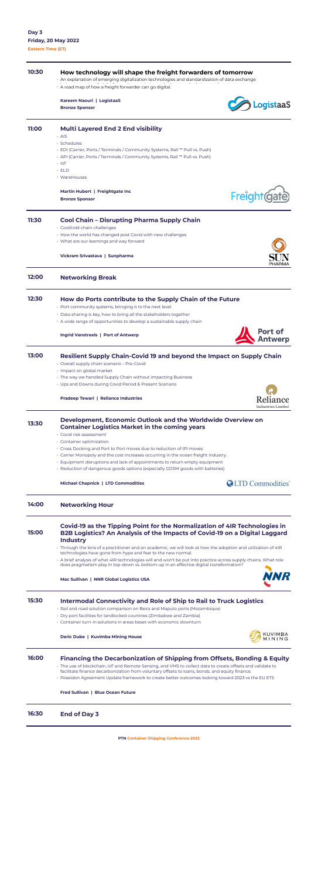**Day 3**
**Friday, 20 May 2022**
**Eastern Time (ET)**

**10:30**

### How technology will shape the freight forwarders of tomorrow

- An explanation of emerging digitalization technologies and standardization of data exchange
- A road map of how a freight forwarder can go digital.

**Kareem Naouri | LogistaaS**
**Bronze Sponsor**

LogistaaS

**11:00**

### Multi Layered End 2 End visibility

- AIS
- Schedules
- EDI (Carrier, Ports / Terminals / Community Systems, Rail ** Pull vs. Push)
- API (Carrier, Ports / Terminals / Community Systems, Rail ** Pull vs. Push)
- IoT
- ELD
- WareHouses

**Martin Hubert | Freightgate Inc**
**Bronze Sponsor**

Freightgate

**11:30**

### Cool Chain – Disrupting Pharma Supply Chain

- Cool/cold chain challenges
- How the world has changed post Covid with new challenges
- What are our learnings and way forward

**Vickram Srivastava | Sunpharma**

SUN PHARMA

**12:00**

### Networking Break

**12:30**

### How do Ports contribute to the Supply Chain of the Future

- Port community systems, bringing it to the next level
- Data sharing is key, how to bring all the stakeholders together
- A wide range of opportunities to develop a sustainable supply chain

**Ingrid Vanstreels | Port of Antwerp**

Port of Antwerp

**13:00**

### Resilient Supply Chain-Covid 19 and beyond the Impact on Supply Chain

- Overall supply chain scenario – Pre-Covid
- Impact on global market
- The way we handled Supply Chain without impacting Business
- Ups and Downs during Covid Period & Present Scenario

**Pradeep Tewari | Reliance Industries**

Reliance Industries Limited

**13:30**

### Development, Economic Outlook and the Worldwide Overview on Container Logistics Market in the coming years

- Covid risk assessment
- Container optimization
- Cross Docking and Port to Port moves due to reduction of IPI moves
- Carrier Monopoly and the cost increases occurring in the ocean freight industry.
- Equipment disruptions and lack of appointments to return empty equipment
- Reduction of dangerous goods options (especially GDSM goods with batteries)

**Michael Chapnick | LTD Commodities**

LTD Commodities®

**14:00**

### Networking Hour

**15:00**

### Covid-19 as the Tipping Point for the Normalization of 4IR Technologies in B2B Logistics? An Analysis of the Impacts of Covid-19 on a Digital Laggard Industry

- Through the lens of a practitioner and an academic, we will look at how the adoption and utilization of 4IR technologies have gone from hype and fear to the new normal.
- A brief analysis of what 4IR technologies will and won't be put into practice across supply chains. What role does pragmatism play in top-down vs. bottom-up in an effective digital transformation?

**Mac Sullivan | NNR Global Logistics USA**

NNR

**15:30**

### Intermodal Connectivity and Role of Ship to Rail to Truck Logistics

- Rail and road solution comparison on Beira and Maputo ports (Mozambique)
- Dry port facilities for landlocked countries (Zimbabwe and Zambia)
- Container turn-in solutions in areas beset with economic downturn

**Deric Dube | Kuvimba Mining House**

KUVIMBA MINING

**16:00**

### Financing the Decarbonization of Shipping from Offsets, Bonding & Equity

- The use of blockchain, IoT and Remote Sensing, and VMS to collect data to create offsets and validate to facilitate finance decarbonization from voluntary offsets to loans, bonds, and equity finance.
- Poseidon Agreement Update framework to create better outcomes looking toward 2023 vs the EU ETS

**Fred Sullivan | Blue Ocean Future**

**16:30**

### End of Day 3

**PTN Container Shipping Conference 2022**